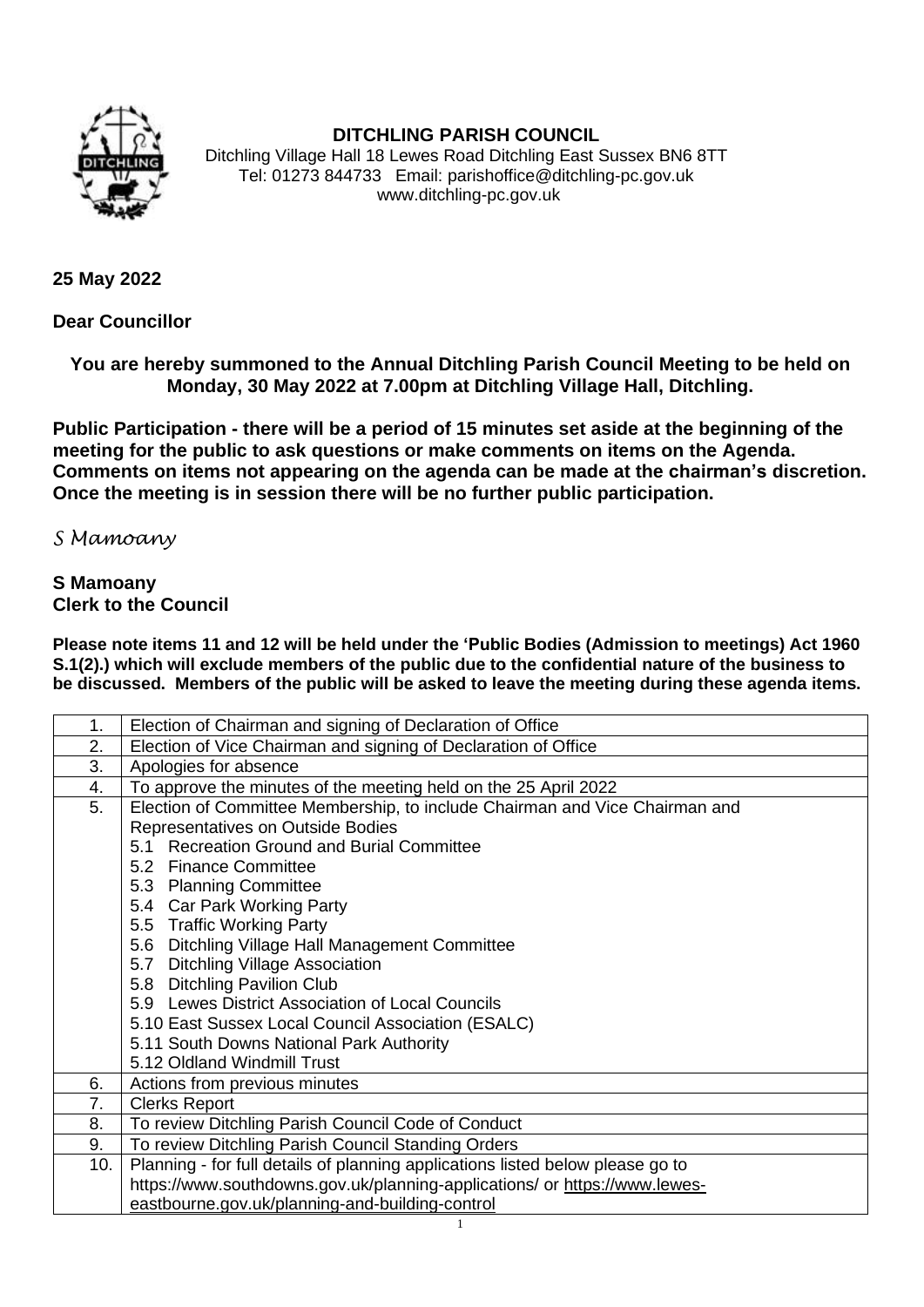# DITCHLING PARISH COUNCIL

Ditchling Village Hall 18 Lewes Road Ditchling East Sussex BN6 8TT
Tel: 01273 844733 Email: parishoffice@ditchling-pc.gov.uk
www.ditchling-pc.gov.uk

**25 May 2022**

**Dear Councillor**

**You are hereby summoned to the Annual Ditchling Parish Council Meeting to be held on Monday, 30 May 2022 at 7.00pm at Ditchling Village Hall, Ditchling.**

**Public Participation - there will be a period of 15 minutes set aside at the beginning of the meeting for the public to ask questions or make comments on items on the Agenda. Comments on items not appearing on the agenda can be made at the chairman's discretion. Once the meeting is in session there will be no further public participation.**

*S Mamoany*

**S Mamoany**
**Clerk to the Council**

**Please note items 11 and 12 will be held under the 'Public Bodies (Admission to meetings) Act 1960 S.1(2).) which will exclude members of the public due to the confidential nature of the business to be discussed. Members of the public will be asked to leave the meeting during these agenda items.**

| | |
|---|---|
| 1. | Election of Chairman and signing of Declaration of Office |
| 2. | Election of Vice Chairman and signing of Declaration of Office |
| 3. | Apologies for absence |
| 4. | To approve the minutes of the meeting held on the 25 April 2022 |
| 5. | Election of Committee Membership, to include Chairman and Vice Chairman and Representatives on Outside Bodies<br>5.1 Recreation Ground and Burial Committee<br>5.2 Finance Committee<br>5.3 Planning Committee<br>5.4 Car Park Working Party<br>5.5 Traffic Working Party<br>5.6 Ditchling Village Hall Management Committee<br>5.7 Ditchling Village Association<br>5.8 Ditchling Pavilion Club<br>5.9 Lewes District Association of Local Councils<br>5.10 East Sussex Local Council Association (ESALC)<br>5.11 South Downs National Park Authority<br>5.12 Oldland Windmill Trust |
| 6. | Actions from previous minutes |
| 7. | Clerks Report |
| 8. | To review Ditchling Parish Council Code of Conduct |
| 9. | To review Ditchling Parish Council Standing Orders |
| 10. | Planning - for full details of planning applications listed below please go to https://www.southdowns.gov.uk/planning-applications/ or https://www.lewes-eastbourne.gov.uk/planning-and-building-control |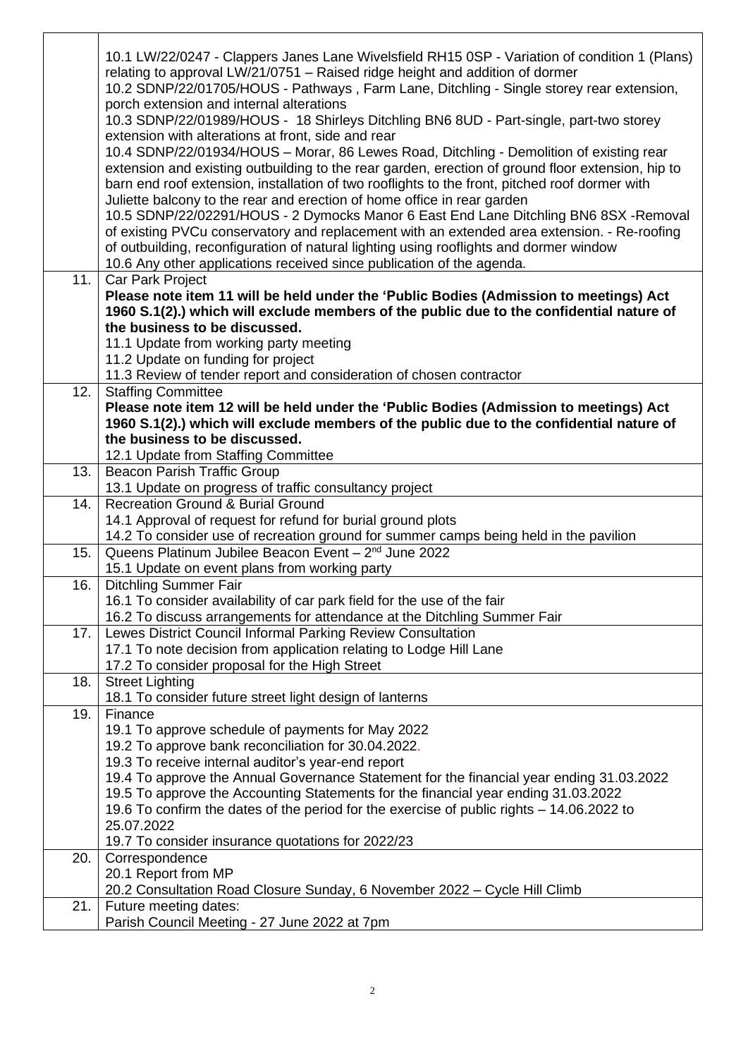| | |
|---|---|
| | 10.1 LW/22/0247 - Clappers Janes Lane Wivelsfield RH15 0SP - Variation of condition 1 (Plans) relating to approval LW/21/0751 – Raised ridge height and addition of dormer<br>10.2 SDNP/22/01705/HOUS - Pathways , Farm Lane, Ditchling - Single storey rear extension, porch extension and internal alterations<br>10.3 SDNP/22/01989/HOUS - 18 Shirleys Ditchling BN6 8UD - Part-single, part-two storey extension with alterations at front, side and rear<br>10.4 SDNP/22/01934/HOUS – Morar, 86 Lewes Road, Ditchling - Demolition of existing rear extension and existing outbuilding to the rear garden, erection of ground floor extension, hip to barn end roof extension, installation of two rooflights to the front, pitched roof dormer with Juliette balcony to the rear and erection of home office in rear garden<br>10.5 SDNP/22/02291/HOUS - 2 Dymocks Manor 6 East End Lane Ditchling BN6 8SX -Removal of existing PVCu conservatory and replacement with an extended area extension. - Re-roofing of outbuilding, reconfiguration of natural lighting using rooflights and dormer window<br>10.6 Any other applications received since publication of the agenda. |
| 11. | Car Park Project<br>**Please note item 11 will be held under the 'Public Bodies (Admission to meetings) Act 1960 S.1(2).) which will exclude members of the public due to the confidential nature of the business to be discussed.**<br>11.1 Update from working party meeting<br>11.2 Update on funding for project<br>11.3 Review of tender report and consideration of chosen contractor |
| 12. | Staffing Committee<br>**Please note item 12 will be held under the 'Public Bodies (Admission to meetings) Act 1960 S.1(2).) which will exclude members of the public due to the confidential nature of the business to be discussed.**<br>12.1 Update from Staffing Committee |
| 13. | Beacon Parish Traffic Group<br>13.1 Update on progress of traffic consultancy project |
| 14. | Recreation Ground & Burial Ground<br>14.1 Approval of request for refund for burial ground plots<br>14.2 To consider use of recreation ground for summer camps being held in the pavilion |
| 15. | Queens Platinum Jubilee Beacon Event – 2nd June 2022<br>15.1 Update on event plans from working party |
| 16. | Ditchling Summer Fair<br>16.1 To consider availability of car park field for the use of the fair<br>16.2 To discuss arrangements for attendance at the Ditchling Summer Fair |
| 17. | Lewes District Council Informal Parking Review Consultation<br>17.1 To note decision from application relating to Lodge Hill Lane<br>17.2 To consider proposal for the High Street |
| 18. | Street Lighting<br>18.1 To consider future street light design of lanterns |
| 19. | Finance<br>19.1 To approve schedule of payments for May 2022<br>19.2 To approve bank reconciliation for 30.04.2022.<br>19.3 To receive internal auditor's year-end report<br>19.4 To approve the Annual Governance Statement for the financial year ending 31.03.2022<br>19.5 To approve the Accounting Statements for the financial year ending 31.03.2022<br>19.6 To confirm the dates of the period for the exercise of public rights – 14.06.2022 to 25.07.2022<br>19.7 To consider insurance quotations for 2022/23 |
| 20. | Correspondence<br>20.1 Report from MP<br>20.2 Consultation Road Closure Sunday, 6 November 2022 – Cycle Hill Climb |
| 21. | Future meeting dates:<br>Parish Council Meeting - 27 June 2022 at 7pm |